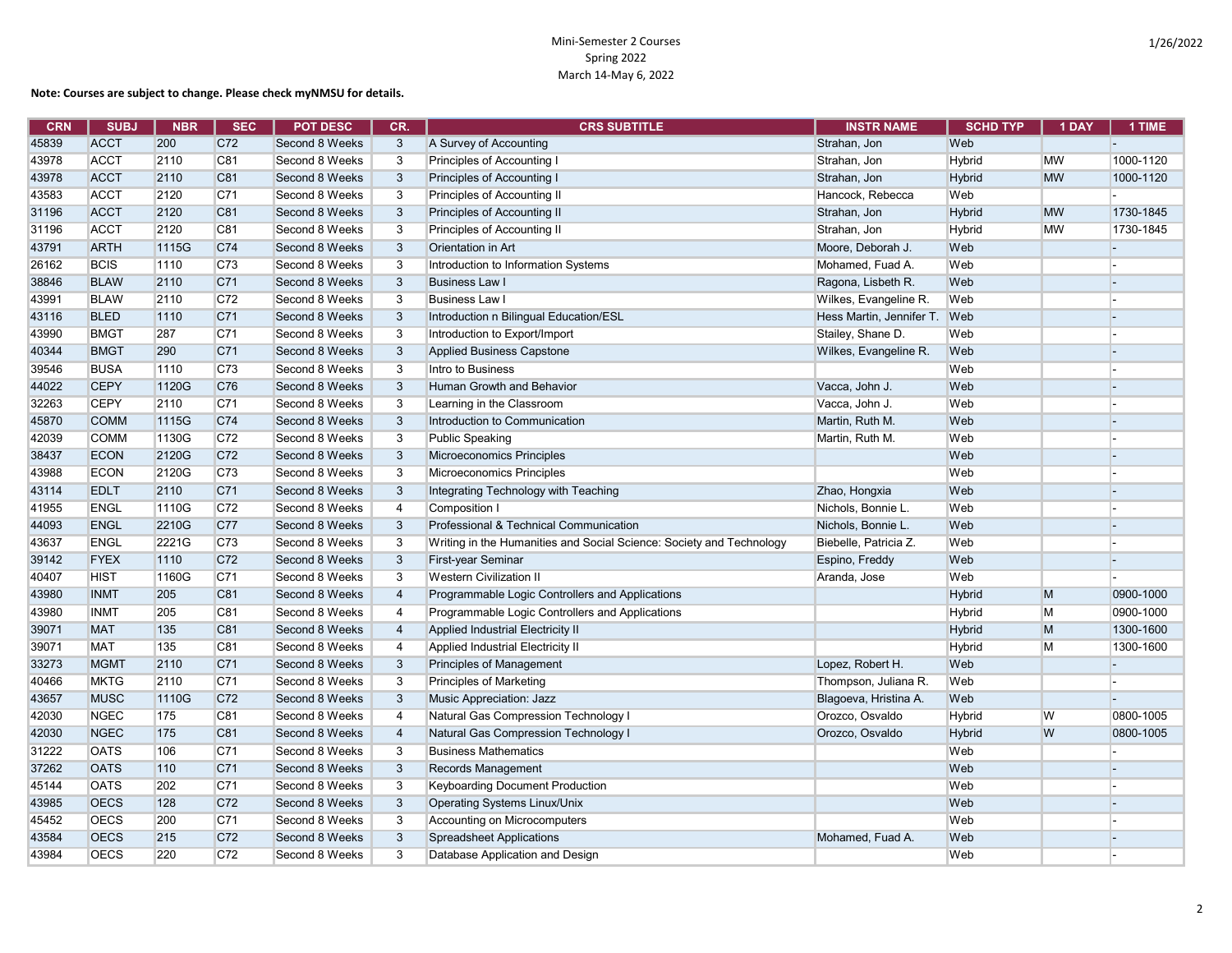Mini-Semester 2 Courses
Spring 2022
March 14-May 6, 2022

1/26/2022

**Note: Courses are subject to change. Please check myNMSU for details.**

| CRN | SUBJ | NBR | SEC | POT DESC | CR. | CRS SUBTITLE | INSTR NAME | SCHD TYP | 1 DAY | 1 TIME |
|---|---|---|---|---|---|---|---|---|---|---|
| 45839 | ACCT | 200 | C72 | Second 8 Weeks | 3 | A Survey of Accounting | Strahan, Jon | Web | | - |
| 43978 | ACCT | 2110 | C81 | Second 8 Weeks | 3 | Principles of Accounting I | Strahan, Jon | Hybrid | MW | 1000-1120 |
| 43978 | ACCT | 2110 | C81 | Second 8 Weeks | 3 | Principles of Accounting I | Strahan, Jon | Hybrid | MW | 1000-1120 |
| 43583 | ACCT | 2120 | C71 | Second 8 Weeks | 3 | Principles of Accounting II | Hancock, Rebecca | Web | | - |
| 31196 | ACCT | 2120 | C81 | Second 8 Weeks | 3 | Principles of Accounting II | Strahan, Jon | Hybrid | MW | 1730-1845 |
| 31196 | ACCT | 2120 | C81 | Second 8 Weeks | 3 | Principles of Accounting II | Strahan, Jon | Hybrid | MW | 1730-1845 |
| 43791 | ARTH | 1115G | C74 | Second 8 Weeks | 3 | Orientation in Art | Moore, Deborah J. | Web | | - |
| 26162 | BCIS | 1110 | C73 | Second 8 Weeks | 3 | Introduction to Information Systems | Mohamed, Fuad A. | Web | | - |
| 38846 | BLAW | 2110 | C71 | Second 8 Weeks | 3 | Business Law I | Ragona, Lisbeth R. | Web | | - |
| 43991 | BLAW | 2110 | C72 | Second 8 Weeks | 3 | Business Law I | Wilkes, Evangeline R. | Web | | - |
| 43116 | BLED | 1110 | C71 | Second 8 Weeks | 3 | Introduction n Bilingual Education/ESL | Hess Martin, Jennifer T. | Web | | - |
| 43990 | BMGT | 287 | C71 | Second 8 Weeks | 3 | Introduction to Export/Import | Stailey, Shane D. | Web | | - |
| 40344 | BMGT | 290 | C71 | Second 8 Weeks | 3 | Applied Business Capstone | Wilkes, Evangeline R. | Web | | - |
| 39546 | BUSA | 1110 | C73 | Second 8 Weeks | 3 | Intro to Business | | Web | | - |
| 44022 | CEPY | 1120G | C76 | Second 8 Weeks | 3 | Human Growth and Behavior | Vacca, John J. | Web | | - |
| 32263 | CEPY | 2110 | C71 | Second 8 Weeks | 3 | Learning in the Classroom | Vacca, John J. | Web | | - |
| 45870 | COMM | 1115G | C74 | Second 8 Weeks | 3 | Introduction to Communication | Martin, Ruth M. | Web | | - |
| 42039 | COMM | 1130G | C72 | Second 8 Weeks | 3 | Public Speaking | Martin, Ruth M. | Web | | - |
| 38437 | ECON | 2120G | C72 | Second 8 Weeks | 3 | Microeconomics Principles | | Web | | - |
| 43988 | ECON | 2120G | C73 | Second 8 Weeks | 3 | Microeconomics Principles | | Web | | - |
| 43114 | EDLT | 2110 | C71 | Second 8 Weeks | 3 | Integrating Technology with Teaching | Zhao, Hongxia | Web | | - |
| 41955 | ENGL | 1110G | C72 | Second 8 Weeks | 4 | Composition I | Nichols, Bonnie L. | Web | | - |
| 44093 | ENGL | 2210G | C77 | Second 8 Weeks | 3 | Professional & Technical Communication | Nichols, Bonnie L. | Web | | - |
| 43637 | ENGL | 2221G | C73 | Second 8 Weeks | 3 | Writing in the Humanities and Social Science: Society and Technology | Biebelle, Patricia Z. | Web | | - |
| 39142 | FYEX | 1110 | C72 | Second 8 Weeks | 3 | First-year Seminar | Espino, Freddy | Web | | - |
| 40407 | HIST | 1160G | C71 | Second 8 Weeks | 3 | Western Civilization II | Aranda, Jose | Web | | - |
| 43980 | INMT | 205 | C81 | Second 8 Weeks | 4 | Programmable Logic Controllers and Applications | | Hybrid | M | 0900-1000 |
| 43980 | INMT | 205 | C81 | Second 8 Weeks | 4 | Programmable Logic Controllers and Applications | | Hybrid | M | 0900-1000 |
| 39071 | MAT | 135 | C81 | Second 8 Weeks | 4 | Applied Industrial Electricity II | | Hybrid | M | 1300-1600 |
| 39071 | MAT | 135 | C81 | Second 8 Weeks | 4 | Applied Industrial Electricity II | | Hybrid | M | 1300-1600 |
| 33273 | MGMT | 2110 | C71 | Second 8 Weeks | 3 | Principles of Management | Lopez, Robert H. | Web | | - |
| 40466 | MKTG | 2110 | C71 | Second 8 Weeks | 3 | Principles of Marketing | Thompson, Juliana R. | Web | | - |
| 43657 | MUSC | 1110G | C72 | Second 8 Weeks | 3 | Music Appreciation: Jazz | Blagoeva, Hristina A. | Web | | - |
| 42030 | NGEC | 175 | C81 | Second 8 Weeks | 4 | Natural Gas Compression Technology I | Orozco, Osvaldo | Hybrid | W | 0800-1005 |
| 42030 | NGEC | 175 | C81 | Second 8 Weeks | 4 | Natural Gas Compression Technology I | Orozco, Osvaldo | Hybrid | W | 0800-1005 |
| 31222 | OATS | 106 | C71 | Second 8 Weeks | 3 | Business Mathematics | | Web | | - |
| 37262 | OATS | 110 | C71 | Second 8 Weeks | 3 | Records Management | | Web | | - |
| 45144 | OATS | 202 | C71 | Second 8 Weeks | 3 | Keyboarding Document Production | | Web | | - |
| 43985 | OECS | 128 | C72 | Second 8 Weeks | 3 | Operating Systems Linux/Unix | | Web | | - |
| 45452 | OECS | 200 | C71 | Second 8 Weeks | 3 | Accounting on Microcomputers | | Web | | - |
| 43584 | OECS | 215 | C72 | Second 8 Weeks | 3 | Spreadsheet Applications | Mohamed, Fuad A. | Web | | - |
| 43984 | OECS | 220 | C72 | Second 8 Weeks | 3 | Database Application and Design | | Web | | - |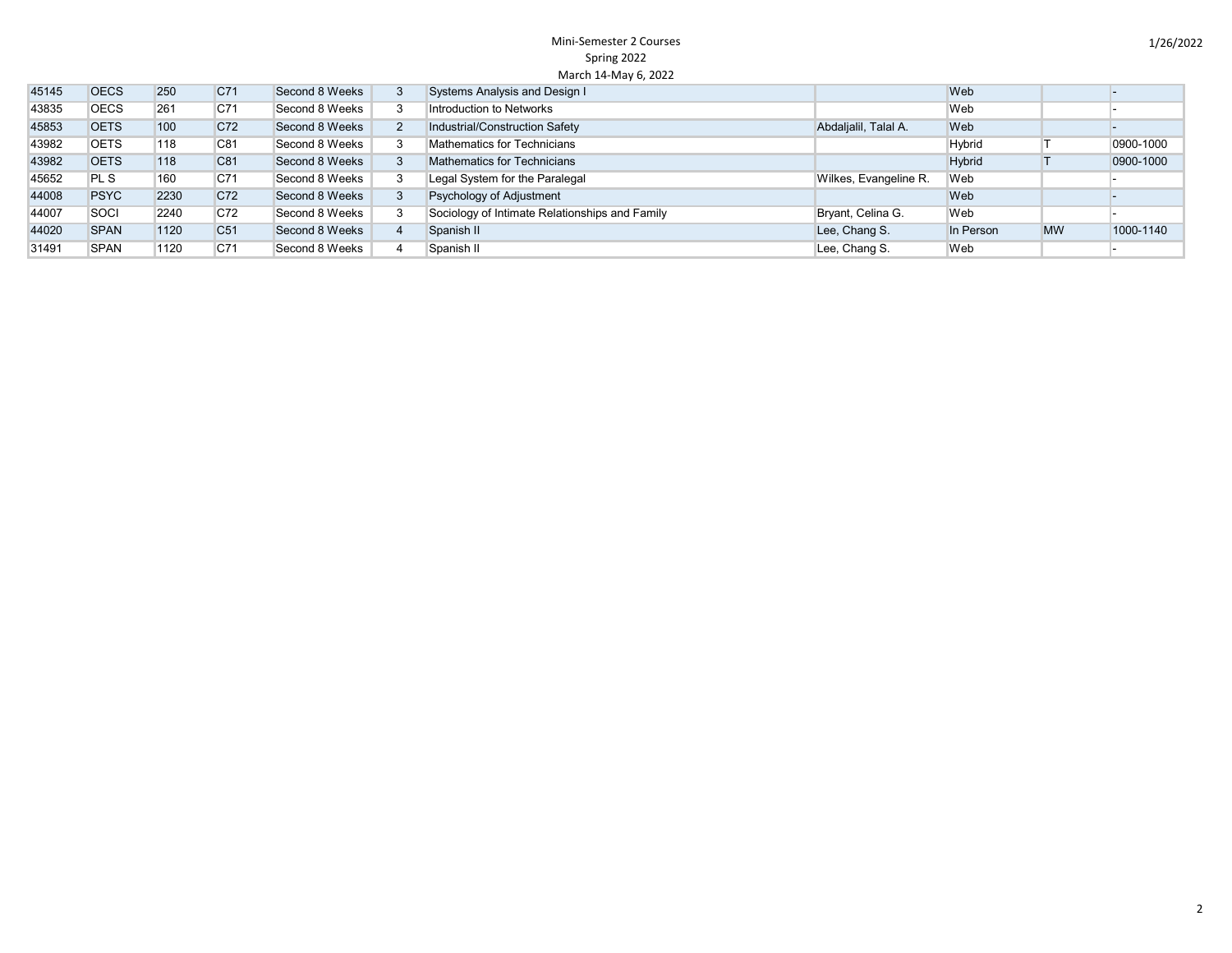Mini-Semester 2 Courses
Spring 2022
March 14-May 6, 2022

| | | | | | | | | | | |
|---|---|---|---|---|---|---|---|---|---|---|
| 45145 | OECS | 250 | C71 | Second 8 Weeks | 3 | Systems Analysis and Design I | | Web | | - |
| 43835 | OECS | 261 | C71 | Second 8 Weeks | 3 | Introduction to Networks | | Web | | - |
| 45853 | OETS | 100 | C72 | Second 8 Weeks | 2 | Industrial/Construction Safety | Abdaljalil, Talal A. | Web | | - |
| 43982 | OETS | 118 | C81 | Second 8 Weeks | 3 | Mathematics for Technicians | | Hybrid | T | 0900-1000 |
| 43982 | OETS | 118 | C81 | Second 8 Weeks | 3 | Mathematics for Technicians | | Hybrid | T | 0900-1000 |
| 45652 | PL S | 160 | C71 | Second 8 Weeks | 3 | Legal System for the Paralegal | Wilkes, Evangeline R. | Web | | - |
| 44008 | PSYC | 2230 | C72 | Second 8 Weeks | 3 | Psychology of Adjustment | | Web | | - |
| 44007 | SOCI | 2240 | C72 | Second 8 Weeks | 3 | Sociology of Intimate Relationships and Family | Bryant, Celina G. | Web | | - |
| 44020 | SPAN | 1120 | C51 | Second 8 Weeks | 4 | Spanish II | Lee, Chang S. | In Person | MW | 1000-1140 |
| 31491 | SPAN | 1120 | C71 | Second 8 Weeks | 4 | Spanish II | Lee, Chang S. | Web | | - |